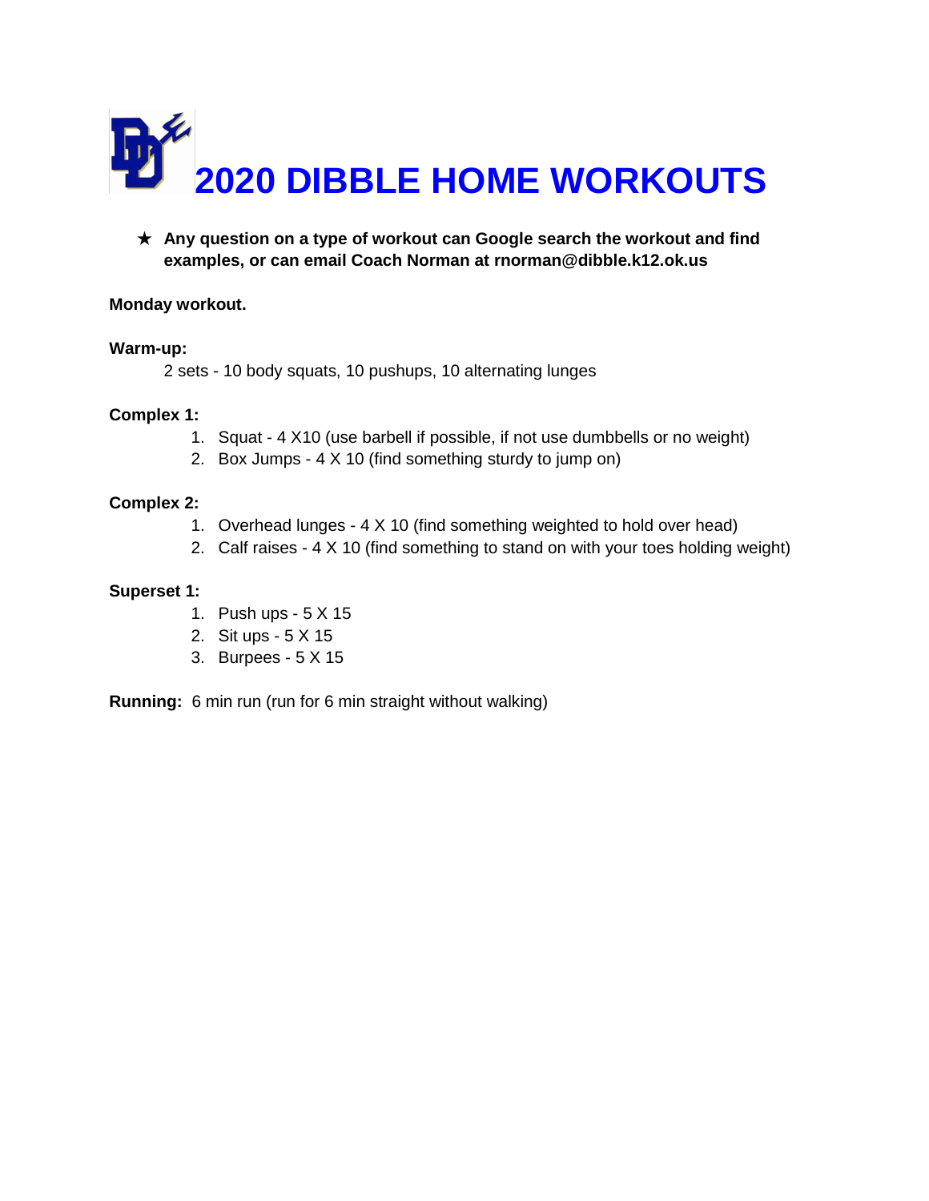# 2020 DIBBLE HOME WORKOUTS

- ★ **Any question on a type of workout can Google search the workout and find examples, or can email Coach Norman at rnorman@dibble.k12.ok.us**

**Monday workout.**

**Warm-up:**

2 sets - 10 body squats, 10 pushups, 10 alternating lunges

**Complex 1:**

1. Squat - 4 X10 (use barbell if possible, if not use dumbbells or no weight)
2. Box Jumps - 4 X 10 (find something sturdy to jump on)

**Complex 2:**

1. Overhead lunges - 4 X 10 (find something weighted to hold over head)
2. Calf raises - 4 X 10 (find something to stand on with your toes holding weight)

**Superset 1:**

1. Push ups - 5 X 15
2. Sit ups - 5 X 15
3. Burpees - 5 X 15

**Running:** 6 min run (run for 6 min straight without walking)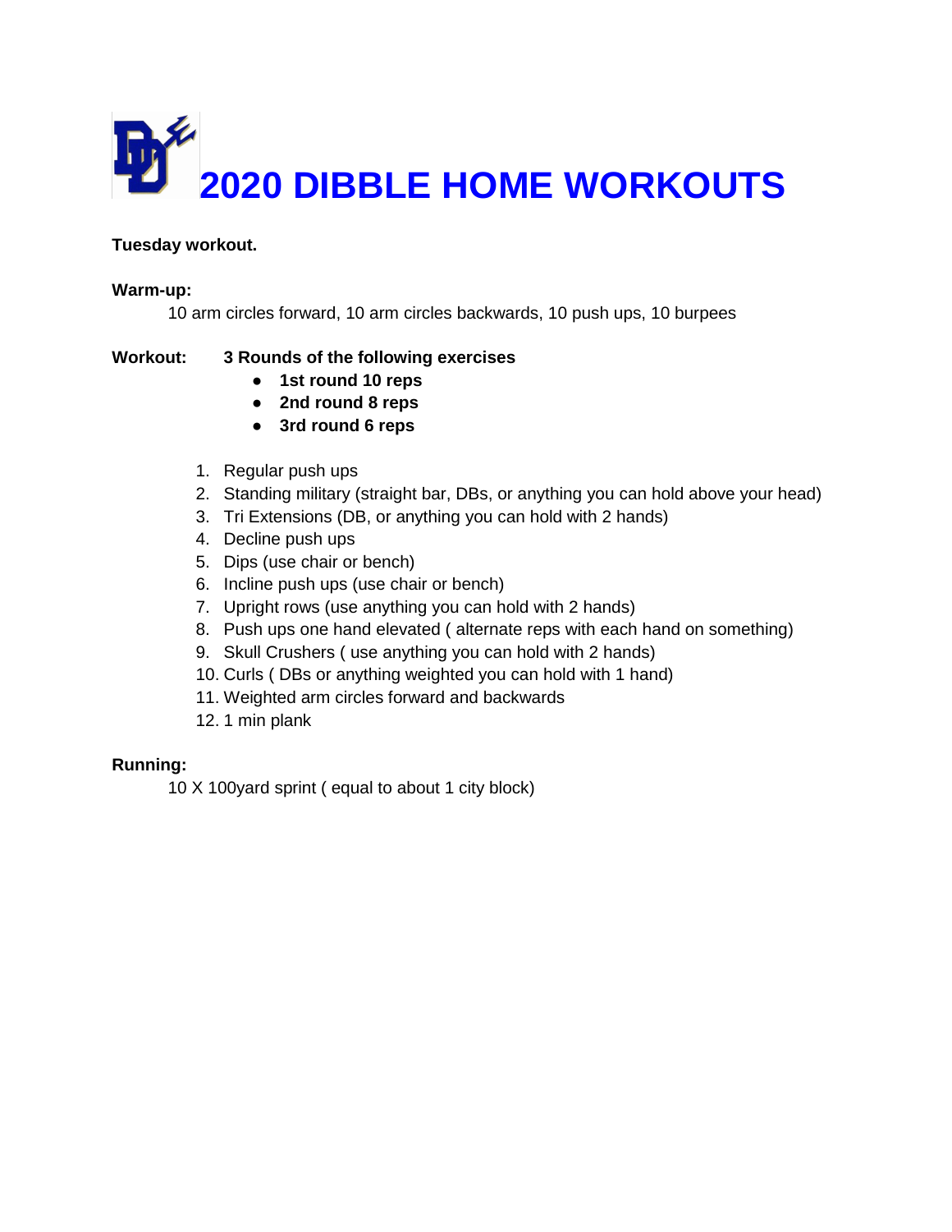# 2020 DIBBLE HOME WORKOUTS

**Tuesday workout.**

**Warm-up:**

10 arm circles forward, 10 arm circles backwards, 10 push ups, 10 burpees

**Workout:** **3 Rounds of the following exercises**

- **1st round 10 reps**
- **2nd round 8 reps**
- **3rd round 6 reps**

1. Regular push ups
2. Standing military (straight bar, DBs, or anything you can hold above your head)
3. Tri Extensions (DB, or anything you can hold with 2 hands)
4. Decline push ups
5. Dips (use chair or bench)
6. Incline push ups (use chair or bench)
7. Upright rows (use anything you can hold with 2 hands)
8. Push ups one hand elevated ( alternate reps with each hand on something)
9. Skull Crushers ( use anything you can hold with 2 hands)
10. Curls ( DBs or anything weighted you can hold with 1 hand)
11. Weighted arm circles forward and backwards
12. 1 min plank

**Running:**

10 X 100yard sprint ( equal to about 1 city block)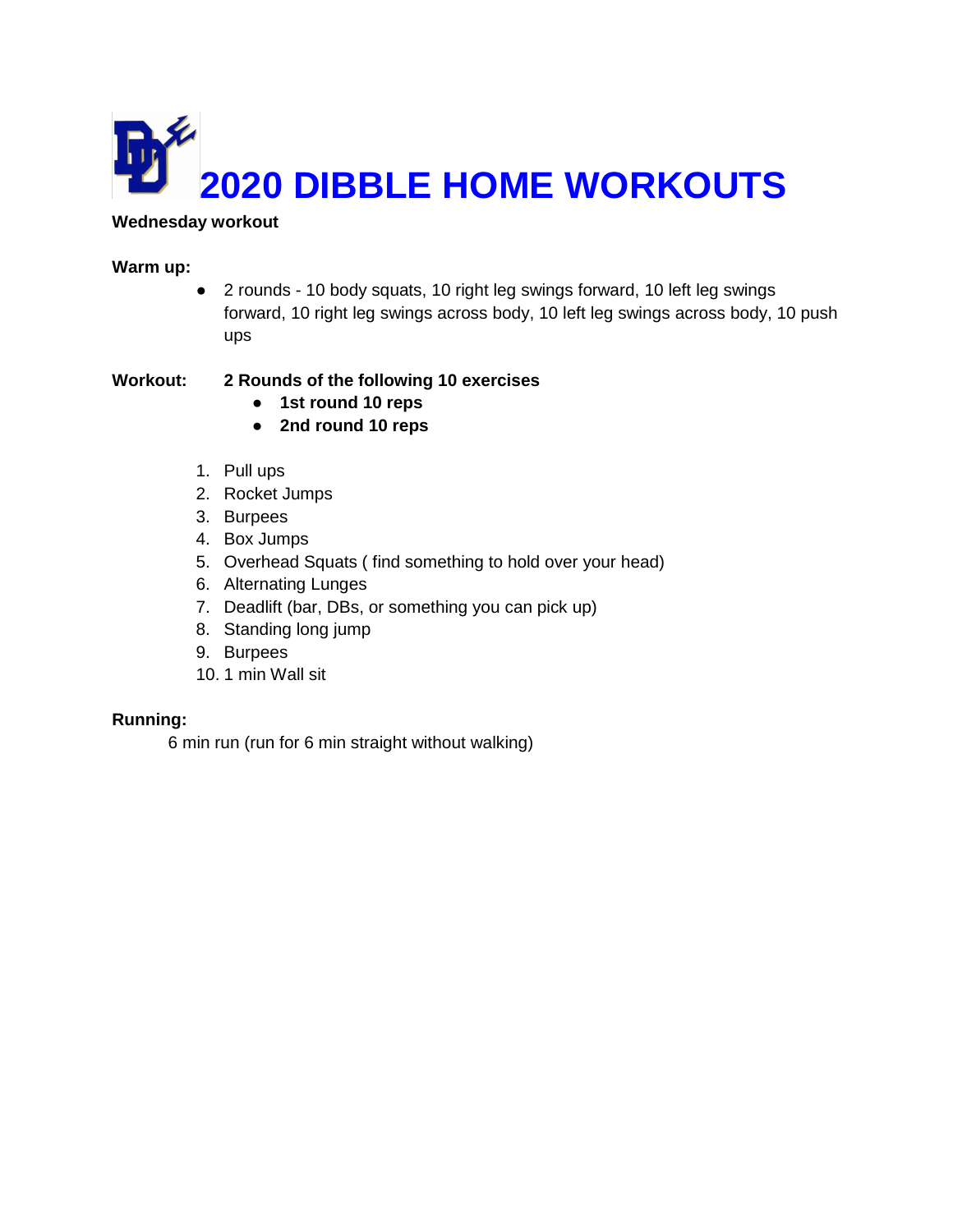# 2020 DIBBLE HOME WORKOUTS

**Wednesday workout**

**Warm up:**

- 2 rounds - 10 body squats, 10 right leg swings forward, 10 left leg swings forward, 10 right leg swings across body, 10 left leg swings across body, 10 push ups

**Workout:** **2 Rounds of the following 10 exercises**

- **1st round 10 reps**
- **2nd round 10 reps**

1. Pull ups
2. Rocket Jumps
3. Burpees
4. Box Jumps
5. Overhead Squats ( find something to hold over your head)
6. Alternating Lunges
7. Deadlift (bar, DBs, or something you can pick up)
8. Standing long jump
9. Burpees
10. 1 min Wall sit

**Running:**

6 min run (run for 6 min straight without walking)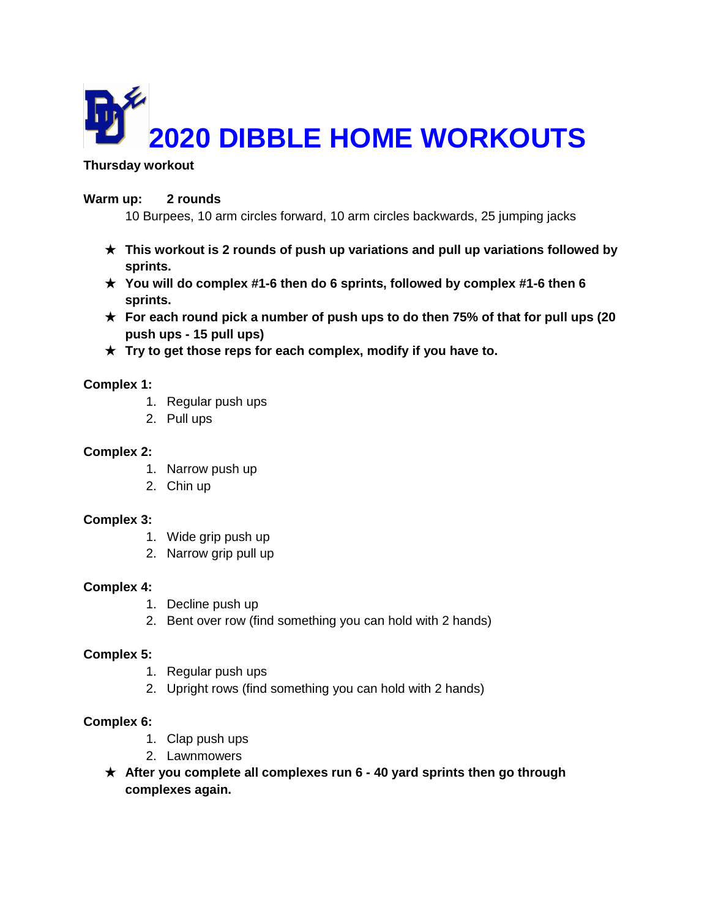# 2020 DIBBLE HOME WORKOUTS

**Thursday workout**

**Warm up: 2 rounds**

10 Burpees, 10 arm circles forward, 10 arm circles backwards, 25 jumping jacks

- ★ **This workout is 2 rounds of push up variations and pull up variations followed by sprints.**
- ★ **You will do complex #1-6 then do 6 sprints, followed by complex #1-6 then 6 sprints.**
- ★ **For each round pick a number of push ups to do then 75% of that for pull ups (20 push ups - 15 pull ups)**
- ★ **Try to get those reps for each complex, modify if you have to.**

**Complex 1:**

1. Regular push ups
2. Pull ups

**Complex 2:**

1. Narrow push up
2. Chin up

**Complex 3:**

1. Wide grip push up
2. Narrow grip pull up

**Complex 4:**

1. Decline push up
2. Bent over row (find something you can hold with 2 hands)

**Complex 5:**

1. Regular push ups
2. Upright rows (find something you can hold with 2 hands)

**Complex 6:**

1. Clap push ups
2. Lawnmowers

- ★ **After you complete all complexes run 6 - 40 yard sprints then go through complexes again.**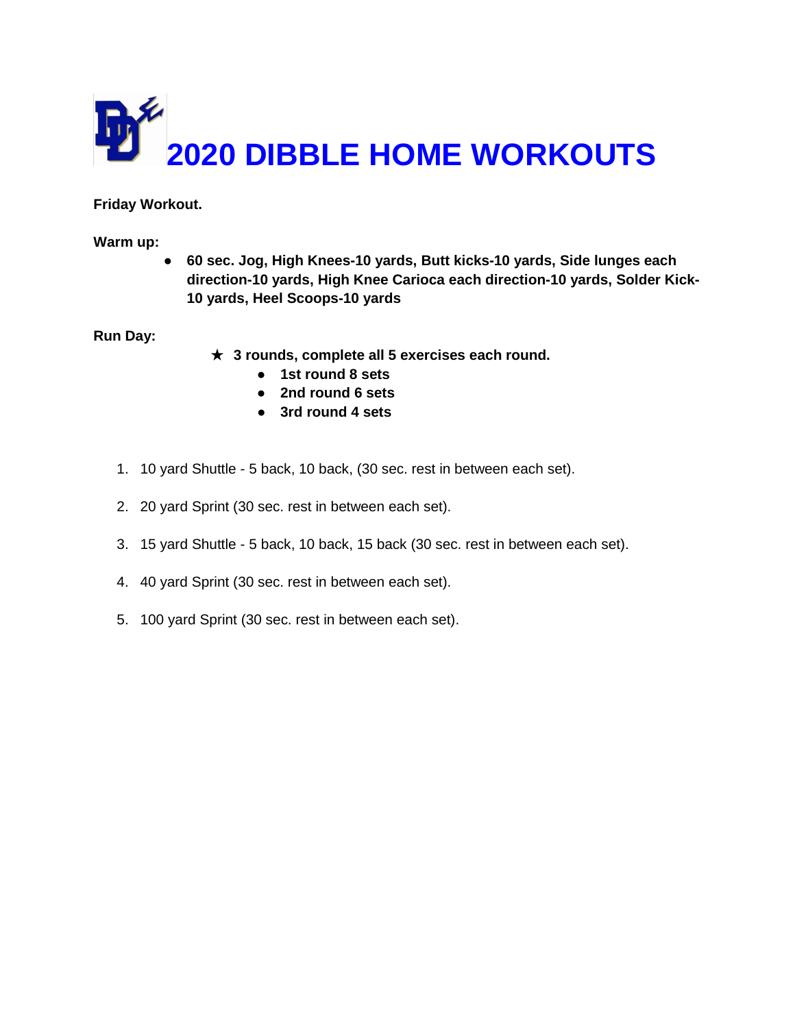# 2020 DIBBLE HOME WORKOUTS

**Friday Workout.**

**Warm up:**

- **60 sec. Jog, High Knees-10 yards, Butt kicks-10 yards, Side lunges each direction-10 yards, High Knee Carioca each direction-10 yards, Solder Kick-10 yards, Heel Scoops-10 yards**

**Run Day:**

- ★ **3 rounds, complete all 5 exercises each round.**
  - **1st round 8 sets**
  - **2nd round 6 sets**
  - **3rd round 4 sets**

1. 10 yard Shuttle - 5 back, 10 back, (30 sec. rest in between each set).
2. 20 yard Sprint (30 sec. rest in between each set).
3. 15 yard Shuttle - 5 back, 10 back, 15 back (30 sec. rest in between each set).
4. 40 yard Sprint (30 sec. rest in between each set).
5. 100 yard Sprint (30 sec. rest in between each set).